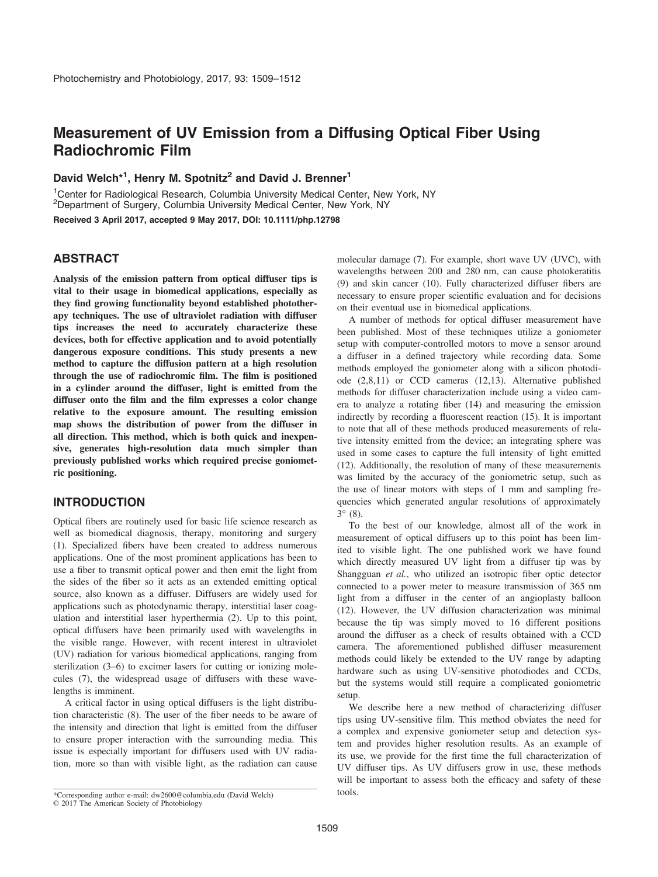// Measurement of UV Emission from a Diffusing Optical Fiber Using Radiochromic Film

David Welch*[1], Henry M. Spotnitz[2] and David J. Brenner[1]

[1]Center for Radiological Research, Columbia University Medical Center, New York, NY
[2]Department of Surgery, Columbia University Medical Center, New York, NY

**Received 3 April 2017, accepted 9 May 2017, DOI: 10.1111/php.12798**

## ABSTRACT

**Analysis of the emission pattern from optical diffuser tips is vital to their usage in biomedical applications, especially as they find growing functionality beyond established phototherapy techniques. The use of ultraviolet radiation with diffuser tips increases the need to accurately characterize these devices, both for effective application and to avoid potentially dangerous exposure conditions. This study presents a new method to capture the diffusion pattern at a high resolution through the use of radiochromic film. The film is positioned in a cylinder around the diffuser, light is emitted from the diffuser onto the film and the film expresses a color change relative to the exposure amount. The resulting emission map shows the distribution of power from the diffuser in all direction. This method, which is both quick and inexpensive, generates high-resolution data much simpler than previously published works which required precise goniometric positioning.**

## INTRODUCTION

Optical fibers are routinely used for basic life science research as well as biomedical diagnosis, therapy, monitoring and surgery (1). Specialized fibers have been created to address numerous applications. One of the most prominent applications has been to use a fiber to transmit optical power and then emit the light from the sides of the fiber so it acts as an extended emitting optical source, also known as a diffuser. Diffusers are widely used for applications such as photodynamic therapy, interstitial laser coagulation and interstitial laser hyperthermia (2). Up to this point, optical diffusers have been primarily used with wavelengths in the visible range. However, with recent interest in ultraviolet (UV) radiation for various biomedical applications, ranging from sterilization (3–6) to excimer lasers for cutting or ionizing molecules (7), the widespread usage of diffusers with these wavelengths is imminent.

A critical factor in using optical diffusers is the light distribution characteristic (8). The user of the fiber needs to be aware of the intensity and direction that light is emitted from the diffuser to ensure proper interaction with the surrounding media. This issue is especially important for diffusers used with UV radiation, more so than with visible light, as the radiation can cause molecular damage (7). For example, short wave UV (UVC), with wavelengths between 200 and 280 nm, can cause photokeratitis (9) and skin cancer (10). Fully characterized diffuser fibers are necessary to ensure proper scientific evaluation and for decisions on their eventual use in biomedical applications.

A number of methods for optical diffuser measurement have been published. Most of these techniques utilize a goniometer setup with computer-controlled motors to move a sensor around a diffuser in a defined trajectory while recording data. Some methods employed the goniometer along with a silicon photodiode (2,8,11) or CCD cameras (12,13). Alternative published methods for diffuser characterization include using a video camera to analyze a rotating fiber (14) and measuring the emission indirectly by recording a fluorescent reaction (15). It is important to note that all of these methods produced measurements of relative intensity emitted from the device; an integrating sphere was used in some cases to capture the full intensity of light emitted (12). Additionally, the resolution of many of these measurements was limited by the accuracy of the goniometric setup, such as the use of linear motors with steps of 1 mm and sampling frequencies which generated angular resolutions of approximately 3° (8).

To the best of our knowledge, almost all of the work in measurement of optical diffusers up to this point has been limited to visible light. The one published work we have found which directly measured UV light from a diffuser tip was by Shangguan *et al.*, who utilized an isotropic fiber optic detector connected to a power meter to measure transmission of 365 nm light from a diffuser in the center of an angioplasty balloon (12). However, the UV diffusion characterization was minimal because the tip was simply moved to 16 different positions around the diffuser as a check of results obtained with a CCD camera. The aforementioned published diffuser measurement methods could likely be extended to the UV range by adapting hardware such as using UV-sensitive photodiodes and CCDs, but the systems would still require a complicated goniometric setup.

We describe here a new method of characterizing diffuser tips using UV-sensitive film. This method obviates the need for a complex and expensive goniometer setup and detection system and provides higher resolution results. As an example of its use, we provide for the first time the full characterization of UV diffuser tips. As UV diffusers grow in use, these methods will be important to assess both the efficacy and safety of these tools.

*Corresponding author e-mail: dw2600@columbia.edu (David Welch)
© 2017 The American Society of Photobiology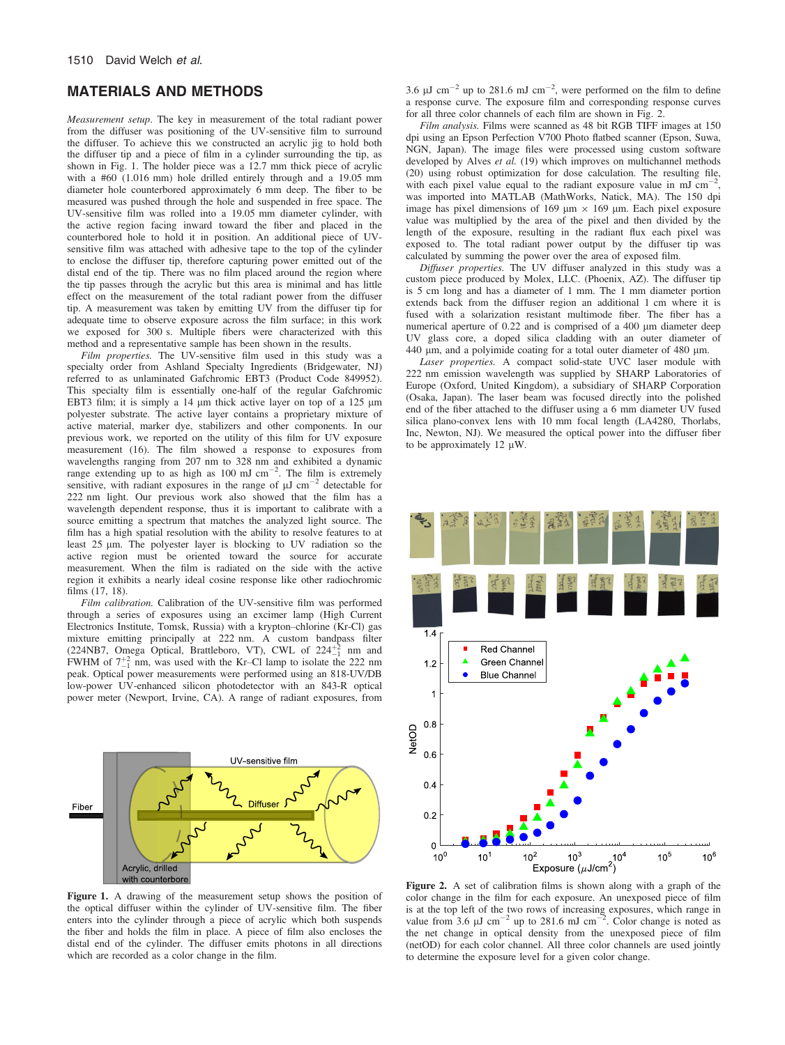## MATERIALS AND METHODS

*Measurement setup*. The key in measurement of the total radiant power from the diffuser was positioning of the UV-sensitive film to surround the diffuser. To achieve this we constructed an acrylic jig to hold both the diffuser tip and a piece of film in a cylinder surrounding the tip, as shown in Fig. 1. The holder piece was a 12.7 mm thick piece of acrylic with a #60 (1.016 mm) hole drilled entirely through and a 19.05 mm diameter hole counterbored approximately 6 mm deep. The fiber to be measured was pushed through the hole and suspended in free space. The UV-sensitive film was rolled into a 19.05 mm diameter cylinder, with the active region facing inward toward the fiber and placed in the counterbored hole to hold it in position. An additional piece of UV-sensitive film was attached with adhesive tape to the top of the cylinder to enclose the diffuser tip, therefore capturing power emitted out of the distal end of the tip. There was no film placed around the region where the tip passes through the acrylic but this area is minimal and has little effect on the measurement of the total radiant power from the diffuser tip. A measurement was taken by emitting UV from the diffuser tip for adequate time to observe exposure across the film surface; in this work we exposed for 300 s. Multiple fibers were characterized with this method and a representative sample has been shown in the results.

*Film properties*. The UV-sensitive film used in this study was a specialty order from Ashland Specialty Ingredients (Bridgewater, NJ) referred to as unlaminated Gafchromic EBT3 (Product Code 849952). This specialty film is essentially one-half of the regular Gafchromic EBT3 film; it is simply a 14 μm thick active layer on top of a 125 μm polyester substrate. The active layer contains a proprietary mixture of active material, marker dye, stabilizers and other components. In our previous work, we reported on the utility of this film for UV exposure measurement (16). The film showed a response to exposures from wavelengths ranging from 207 nm to 328 nm and exhibited a dynamic range extending up to as high as 100 mJ $cm^{-2}$. The film is extremely sensitive, with radiant exposures in the range of μJ $cm^{-2}$ detectable for 222 nm light. Our previous work also showed that the film has a wavelength dependent response, thus it is important to calibrate with a source emitting a spectrum that matches the analyzed light source. The film has a high spatial resolution with the ability to resolve features to at least 25 μm. The polyester layer is blocking to UV radiation so the active region must be oriented toward the source for accurate measurement. When the film is radiated on the side with the active region it exhibits a nearly ideal cosine response like other radiochromic films (17, 18).

*Film calibration*. Calibration of the UV-sensitive film was performed through a series of exposures using an excimer lamp (High Current Electronics Institute, Tomsk, Russia) with a krypton–chlorine (Kr-Cl) gas mixture emitting principally at 222 nm. A custom bandpass filter (224NB7, Omega Optical, Brattleboro, VT), CWL of $224^{+2}_{-1}$ nm and FWHM of $7^{+2}_{-1}$ nm, was used with the Kr–Cl lamp to isolate the 222 nm peak. Optical power measurements were performed using an 818-UV/DB low-power UV-enhanced silicon photodetector with an 843-R optical power meter (Newport, Irvine, CA). A range of radiant exposures, from 3.6 μJ $cm^{-2}$ up to 281.6 mJ $cm^{-2}$, were performed on the film to define a response curve. The exposure film and corresponding response curves for all three color channels of each film are shown in Fig. 2.

*Film analysis*. Films were scanned as 48 bit RGB TIFF images at 150 dpi using an Epson Perfection V700 Photo flatbed scanner (Epson, Suwa, NGN, Japan). The image files were processed using custom software developed by Alves *et al.* (19) which improves on multichannel methods (20) using robust optimization for dose calculation. The resulting file, with each pixel value equal to the radiant exposure value in mJ $cm^{-2}$, was imported into MATLAB (MathWorks, Natick, MA). The 150 dpi image has pixel dimensions of 169 μm × 169 μm. Each pixel exposure value was multiplied by the area of the pixel and then divided by the length of the exposure, resulting in the radiant flux each pixel was exposed to. The total radiant power output by the diffuser tip was calculated by summing the power over the area of exposed film.

*Diffuser properties*. The UV diffuser analyzed in this study was a custom piece produced by Molex, LLC. (Phoenix, AZ). The diffuser tip is 5 cm long and has a diameter of 1 mm. The 1 mm diameter portion extends back from the diffuser region an additional 1 cm where it is fused with a solarization resistant multimode fiber. The fiber has a numerical aperture of 0.22 and is comprised of a 400 μm diameter deep UV glass core, a doped silica cladding with an outer diameter of 440 μm, and a polyimide coating for a total outer diameter of 480 μm.

*Laser properties*. A compact solid-state UVC laser module with 222 nm emission wavelength was supplied by SHARP Laboratories of Europe (Oxford, United Kingdom), a subsidiary of SHARP Corporation (Osaka, Japan). The laser beam was focused directly into the polished end of the fiber attached to the diffuser using a 6 mm diameter UV fused silica plano-convex lens with 10 mm focal length (LA4280, Thorlabs, Inc, Newton, NJ). We measured the optical power into the diffuser fiber to be approximately 12 μW.

**Figure 1.** A drawing of the measurement setup shows the position of the optical diffuser within the cylinder of UV-sensitive film. The fiber enters into the cylinder through a piece of acrylic which both suspends the fiber and holds the film in place. A piece of film also encloses the distal end of the cylinder. The diffuser emits photons in all directions which are recorded as a color change in the film.

**Figure 2.** A set of calibration films is shown along with a graph of the color change in the film for each exposure. An unexposed piece of film is at the top left of the two rows of increasing exposures, which range in value from 3.6 μJ $cm^{-2}$ up to 281.6 mJ $cm^{-2}$. Color change is noted as the net change in optical density from the unexposed piece of film (netOD) for each color channel. All three color channels are used jointly to determine the exposure level for a given color change.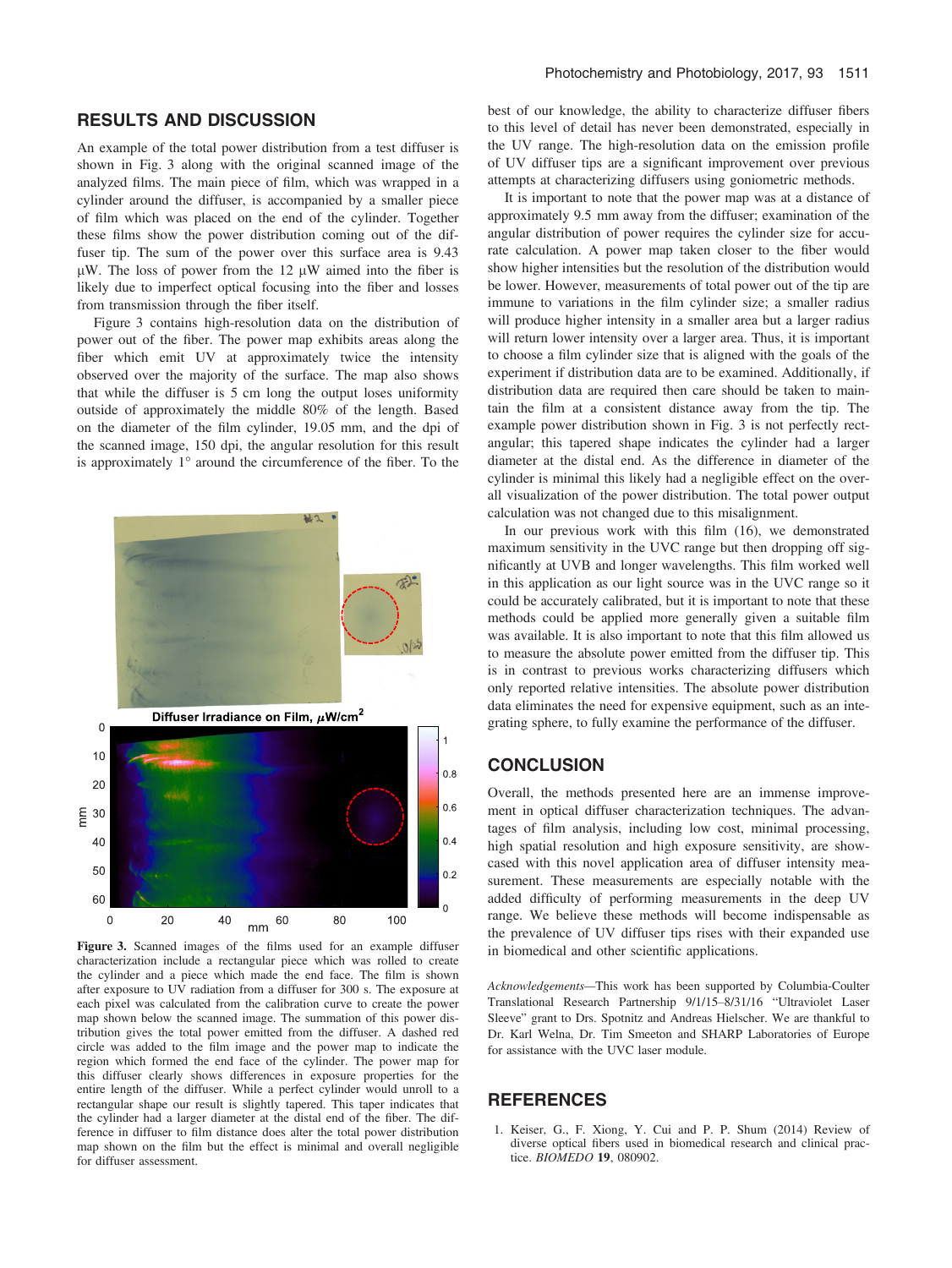## RESULTS AND DISCUSSION

An example of the total power distribution from a test diffuser is shown in Fig. 3 along with the original scanned image of the analyzed films. The main piece of film, which was wrapped in a cylinder around the diffuser, is accompanied by a smaller piece of film which was placed on the end of the cylinder. Together these films show the power distribution coming out of the diffuser tip. The sum of the power over this surface area is 9.43 μW. The loss of power from the 12 μW aimed into the fiber is likely due to imperfect optical focusing into the fiber and losses from transmission through the fiber itself.

Figure 3 contains high-resolution data on the distribution of power out of the fiber. The power map exhibits areas along the fiber which emit UV at approximately twice the intensity observed over the majority of the surface. The map also shows that while the diffuser is 5 cm long the output loses uniformity outside of approximately the middle 80% of the length. Based on the diameter of the film cylinder, 19.05 mm, and the dpi of the scanned image, 150 dpi, the angular resolution for this result is approximately 1° around the circumference of the fiber. To the best of our knowledge, the ability to characterize diffuser fibers to this level of detail has never been demonstrated, especially in the UV range. The high-resolution data on the emission profile of UV diffuser tips are a significant improvement over previous attempts at characterizing diffusers using goniometric methods.

It is important to note that the power map was at a distance of approximately 9.5 mm away from the diffuser; examination of the angular distribution of power requires the cylinder size for accurate calculation. A power map taken closer to the fiber would show higher intensities but the resolution of the distribution would be lower. However, measurements of total power out of the tip are immune to variations in the film cylinder size; a smaller radius will produce higher intensity in a smaller area but a larger radius will return lower intensity over a larger area. Thus, it is important to choose a film cylinder size that is aligned with the goals of the experiment if distribution data are to be examined. Additionally, if distribution data are required then care should be taken to maintain the film at a consistent distance away from the tip. The example power distribution shown in Fig. 3 is not perfectly rectangular; this tapered shape indicates the cylinder had a larger diameter at the distal end. As the difference in diameter of the cylinder is minimal this likely had a negligible effect on the overall visualization of the power distribution. The total power output calculation was not changed due to this misalignment.

In our previous work with this film (16), we demonstrated maximum sensitivity in the UVC range but then dropping off significantly at UVB and longer wavelengths. This film worked well in this application as our light source was in the UVC range so it could be accurately calibrated, but it is important to note that these methods could be applied more generally given a suitable film was available. It is also important to note that this film allowed us to measure the absolute power emitted from the diffuser tip. This is in contrast to previous works characterizing diffusers which only reported relative intensities. The absolute power distribution data eliminates the need for expensive equipment, such as an integrating sphere, to fully examine the performance of the diffuser.

Diffuser Irradiance on Film, $\mu W/cm^2$

0
10
20
30
40
50
60
mm

0 20 40 60 80 100
mm

1
0.8
0.6
0.4
0.2
0

**Figure 3.** Scanned images of the films used for an example diffuser characterization include a rectangular piece which was rolled to create the cylinder and a piece which made the end face. The film is shown after exposure to UV radiation from a diffuser for 300 s. The exposure at each pixel was calculated from the calibration curve to create the power map shown below the scanned image. The summation of this power distribution gives the total power emitted from the diffuser. A dashed red circle was added to the film image and the power map to indicate the region which formed the end face of the cylinder. The power map for this diffuser clearly shows differences in exposure properties for the entire length of the diffuser. While a perfect cylinder would unroll to a rectangular shape our result is slightly tapered. This taper indicates that the cylinder had a larger diameter at the distal end of the fiber. The difference in diffuser to film distance does alter the total power distribution map shown on the film but the effect is minimal and overall negligible for diffuser assessment.

## CONCLUSION

Overall, the methods presented here are an immense improvement in optical diffuser characterization techniques. The advantages of film analysis, including low cost, minimal processing, high spatial resolution and high exposure sensitivity, are showcased with this novel application area of diffuser intensity measurement. These measurements are especially notable with the added difficulty of performing measurements in the deep UV range. We believe these methods will become indispensable as the prevalence of UV diffuser tips rises with their expanded use in biomedical and other scientific applications.

*Acknowledgements*—This work has been supported by Columbia-Coulter Translational Research Partnership 9/1/15–8/31/16 "Ultraviolet Laser Sleeve" grant to Drs. Spotnitz and Andreas Hielscher. We are thankful to Dr. Karl Welna, Dr. Tim Smeeton and SHARP Laboratories of Europe for assistance with the UVC laser module.

## REFERENCES

1. Keiser, G., F. Xiong, Y. Cui and P. P. Shum (2014) Review of diverse optical fibers used in biomedical research and clinical practice. *BIOMEDO* **19**, 080902.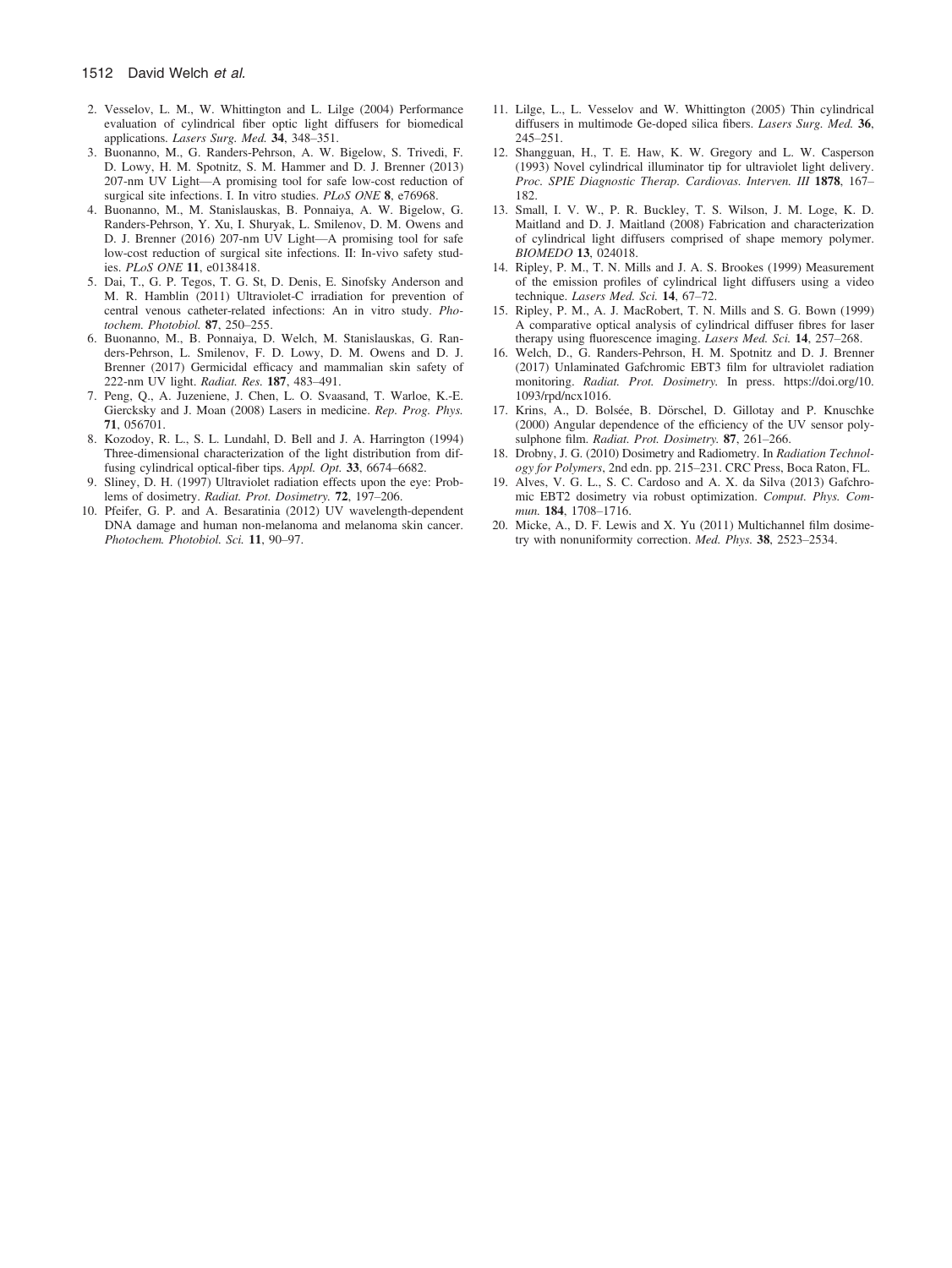2. Vesselov, L. M., W. Whittington and L. Lilge (2004) Performance evaluation of cylindrical fiber optic light diffusers for biomedical applications. *Lasers Surg. Med.* **34**, 348–351.
3. Buonanno, M., G. Randers-Pehrson, A. W. Bigelow, S. Trivedi, F. D. Lowy, H. M. Spotnitz, S. M. Hammer and D. J. Brenner (2013) 207-nm UV Light—A promising tool for safe low-cost reduction of surgical site infections. I. In vitro studies. *PLoS ONE* **8**, e76968.
4. Buonanno, M., M. Stanislauskas, B. Ponnaiya, A. W. Bigelow, G. Randers-Pehrson, Y. Xu, I. Shuryak, L. Smilenov, D. M. Owens and D. J. Brenner (2016) 207-nm UV Light—A promising tool for safe low-cost reduction of surgical site infections. II: In-vivo safety studies. *PLoS ONE* **11**, e0138418.
5. Dai, T., G. P. Tegos, T. G. St, D. Denis, E. Sinofsky Anderson and M. R. Hamblin (2011) Ultraviolet-C irradiation for prevention of central venous catheter-related infections: An in vitro study. *Photochem. Photobiol.* **87**, 250–255.
6. Buonanno, M., B. Ponnaiya, D. Welch, M. Stanislauskas, G. Randers-Pehrson, L. Smilenov, F. D. Lowy, D. M. Owens and D. J. Brenner (2017) Germicidal efficacy and mammalian skin safety of 222-nm UV light. *Radiat. Res.* **187**, 483–491.
7. Peng, Q., A. Juzeniene, J. Chen, L. O. Svaasand, T. Warloe, K.-E. Giercksky and J. Moan (2008) Lasers in medicine. *Rep. Prog. Phys.* **71**, 056701.
8. Kozodoy, R. L., S. L. Lundahl, D. Bell and J. A. Harrington (1994) Three-dimensional characterization of the light distribution from diffusing cylindrical optical-fiber tips. *Appl. Opt.* **33**, 6674–6682.
9. Sliney, D. H. (1997) Ultraviolet radiation effects upon the eye: Problems of dosimetry. *Radiat. Prot. Dosimetry.* **72**, 197–206.
10. Pfeifer, G. P. and A. Besaratinia (2012) UV wavelength-dependent DNA damage and human non-melanoma and melanoma skin cancer. *Photochem. Photobiol. Sci.* **11**, 90–97.
11. Lilge, L., L. Vesselov and W. Whittington (2005) Thin cylindrical diffusers in multimode Ge-doped silica fibers. *Lasers Surg. Med.* **36**, 245–251.
12. Shangguan, H., T. E. Haw, K. W. Gregory and L. W. Casperson (1993) Novel cylindrical illuminator tip for ultraviolet light delivery. *Proc. SPIE Diagnostic Therap. Cardiovas. Interven. III* **1878**, 167–182.
13. Small, I. V. W., P. R. Buckley, T. S. Wilson, J. M. Loge, K. D. Maitland and D. J. Maitland (2008) Fabrication and characterization of cylindrical light diffusers comprised of shape memory polymer. *BIOMEDO* **13**, 024018.
14. Ripley, P. M., T. N. Mills and J. A. S. Brookes (1999) Measurement of the emission profiles of cylindrical light diffusers using a video technique. *Lasers Med. Sci.* **14**, 67–72.
15. Ripley, P. M., A. J. MacRobert, T. N. Mills and S. G. Bown (1999) A comparative optical analysis of cylindrical diffuser fibres for laser therapy using fluorescence imaging. *Lasers Med. Sci.* **14**, 257–268.
16. Welch, D., G. Randers-Pehrson, H. M. Spotnitz and D. J. Brenner (2017) Unlaminated Gafchromic EBT3 film for ultraviolet radiation monitoring. *Radiat. Prot. Dosimetry.* In press. https://doi.org/10.1093/rpd/ncx1016.
17. Krins, A., D. Bolsée, B. Dörschel, D. Gillotay and P. Knuschke (2000) Angular dependence of the efficiency of the UV sensor polysulphone film. *Radiat. Prot. Dosimetry.* **87**, 261–266.
18. Drobny, J. G. (2010) Dosimetry and Radiometry. In *Radiation Technology for Polymers*, 2nd edn. pp. 215–231. CRC Press, Boca Raton, FL.
19. Alves, V. G. L., S. C. Cardoso and A. X. da Silva (2013) Gafchromic EBT2 dosimetry via robust optimization. *Comput. Phys. Commun.* **184**, 1708–1716.
20. Micke, A., D. F. Lewis and X. Yu (2011) Multichannel film dosimetry with nonuniformity correction. *Med. Phys.* **38**, 2523–2534.